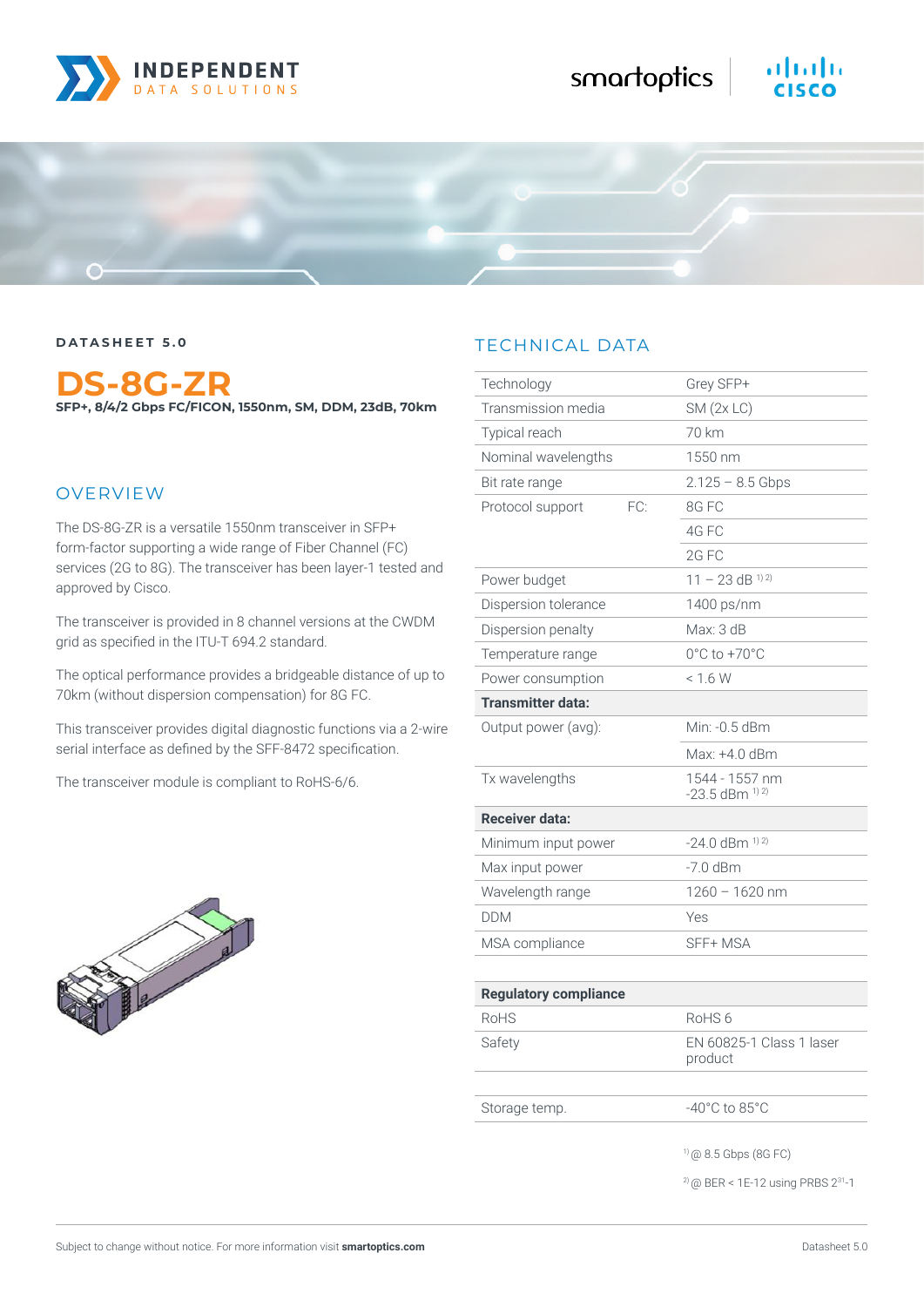DATASHEET 5.0

# DS-8G-ZR

**SFP+, 8/4/2 Gbps FC/FICON, 1550nm, SM, DDM, 23dB, 70km**

## OVERVIEW

The DS-8G-ZR is a versatile 1550nm transceiver in SFP+ form-factor supporting a wide range of Fiber Channel (FC) services (2G to 8G). The transceiver has been layer-1 tested and approved by Cisco.

The transceiver is provided in 8 channel versions at the CWDM grid as specified in the ITU-T 694.2 standard.

The optical performance provides a bridgeable distance of up to 70km (without dispersion compensation) for 8G FC.

This transceiver provides digital diagnostic functions via a 2-wire serial interface as defined by the SFF-8472 specification.

The transceiver module is compliant to RoHS-6/6.

## TECHNICAL DATA

| | | |
|---|---|---|
| Technology | | Grey SFP+ |
| Transmission media | | SM (2x LC) |
| Typical reach | | 70 km |
| Nominal wavelengths | | 1550 nm |
| Bit rate range | | 2.125 – 8.5 Gbps |
| Protocol support | FC: | 8G FC |
| | | 4G FC |
| | | 2G FC |
| Power budget | | 11 – 23 dB [1) 2)] |
| Dispersion tolerance | | 1400 ps/nm |
| Dispersion penalty | | Max: 3 dB |
| Temperature range | | 0°C to +70°C |
| Power consumption | | < 1.6 W |
| **Transmitter data:** | | |
| Output power (avg): | | Min: -0.5 dBm |
| | | Max: +4.0 dBm |
| Tx wavelengths | | 1544 - 1557 nm -23.5 dBm [1) 2)] |
| **Receiver data:** | | |
| Minimum input power | | -24.0 dBm [1) 2)] |
| Max input power | | -7.0 dBm |
| Wavelength range | | 1260 – 1620 nm |
| DDM | | Yes |
| MSA compliance | | SFF+ MSA |

| **Regulatory compliance** | |
|---|---|
| RoHS | RoHS 6 |
| Safety | EN 60825-1 Class 1 laser product |

| | |
|---|---|
| Storage temp. | -40°C to 85°C |

[1)] @ 8.5 Gbps (8G FC)

[2)] @ BER < 1E-12 using PRBS $2^{31}$-1

Subject to change without notice. For more information visit **smartoptics.com**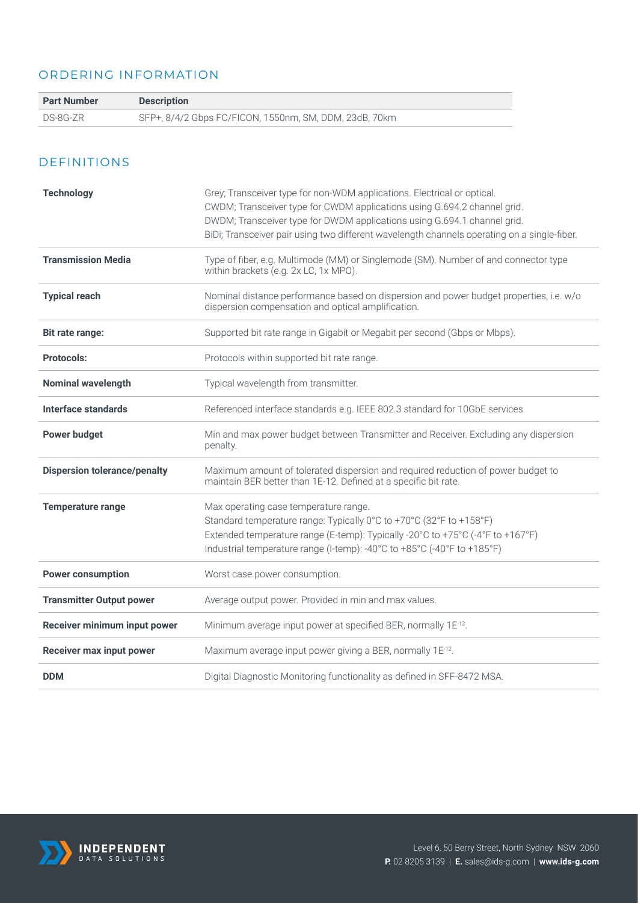## ORDERING INFORMATION

| Part Number | Description |
|---|---|
| DS-8G-ZR | SFP+, 8/4/2 Gbps FC/FICON, 1550nm, SM, DDM, 23dB, 70km |

## DEFINITIONS

| | |
|---|---|
| **Technology** | Grey; Transceiver type for non-WDM applications. Electrical or optical.<br>CWDM; Transceiver type for CWDM applications using G.694.2 channel grid.<br>DWDM; Transceiver type for DWDM applications using G.694.1 channel grid.<br>BiDi; Transceiver pair using two different wavelength channels operating on a single-fiber. |
| **Transmission Media** | Type of fiber, e.g. Multimode (MM) or Singlemode (SM). Number of and connector type within brackets (e.g. 2x LC, 1x MPO). |
| **Typical reach** | Nominal distance performance based on dispersion and power budget properties, i.e. w/o dispersion compensation and optical amplification. |
| **Bit rate range:** | Supported bit rate range in Gigabit or Megabit per second (Gbps or Mbps). |
| **Protocols:** | Protocols within supported bit rate range. |
| **Nominal wavelength** | Typical wavelength from transmitter. |
| **Interface standards** | Referenced interface standards e.g. IEEE 802.3 standard for 10GbE services. |
| **Power budget** | Min and max power budget between Transmitter and Receiver. Excluding any dispersion penalty. |
| **Dispersion tolerance/penalty** | Maximum amount of tolerated dispersion and required reduction of power budget to maintain BER better than 1E-12. Defined at a specific bit rate. |
| **Temperature range** | Max operating case temperature range.<br>Standard temperature range: Typically 0°C to +70°C (32°F to +158°F)<br>Extended temperature range (E-temp): Typically -20°C to +75°C (-4°F to +167°F)<br>Industrial temperature range (I-temp): -40°C to +85°C (-40°F to +185°F) |
| **Power consumption** | Worst case power consumption. |
| **Transmitter Output power** | Average output power. Provided in min and max values. |
| **Receiver minimum input power** | Minimum average input power at specified BER, normally $1E^{-12}$. |
| **Receiver max input power** | Maximum average input power giving a BER, normally $1E^{-12}$. |
| **DDM** | Digital Diagnostic Monitoring functionality as defined in SFF-8472 MSA. |

INDEPENDENT DATA SOLUTIONS

Level 6, 50 Berry Street, North Sydney NSW 2060
**P.** 02 8205 3139 | **E.** sales@ids-g.com | **www.ids-g.com**